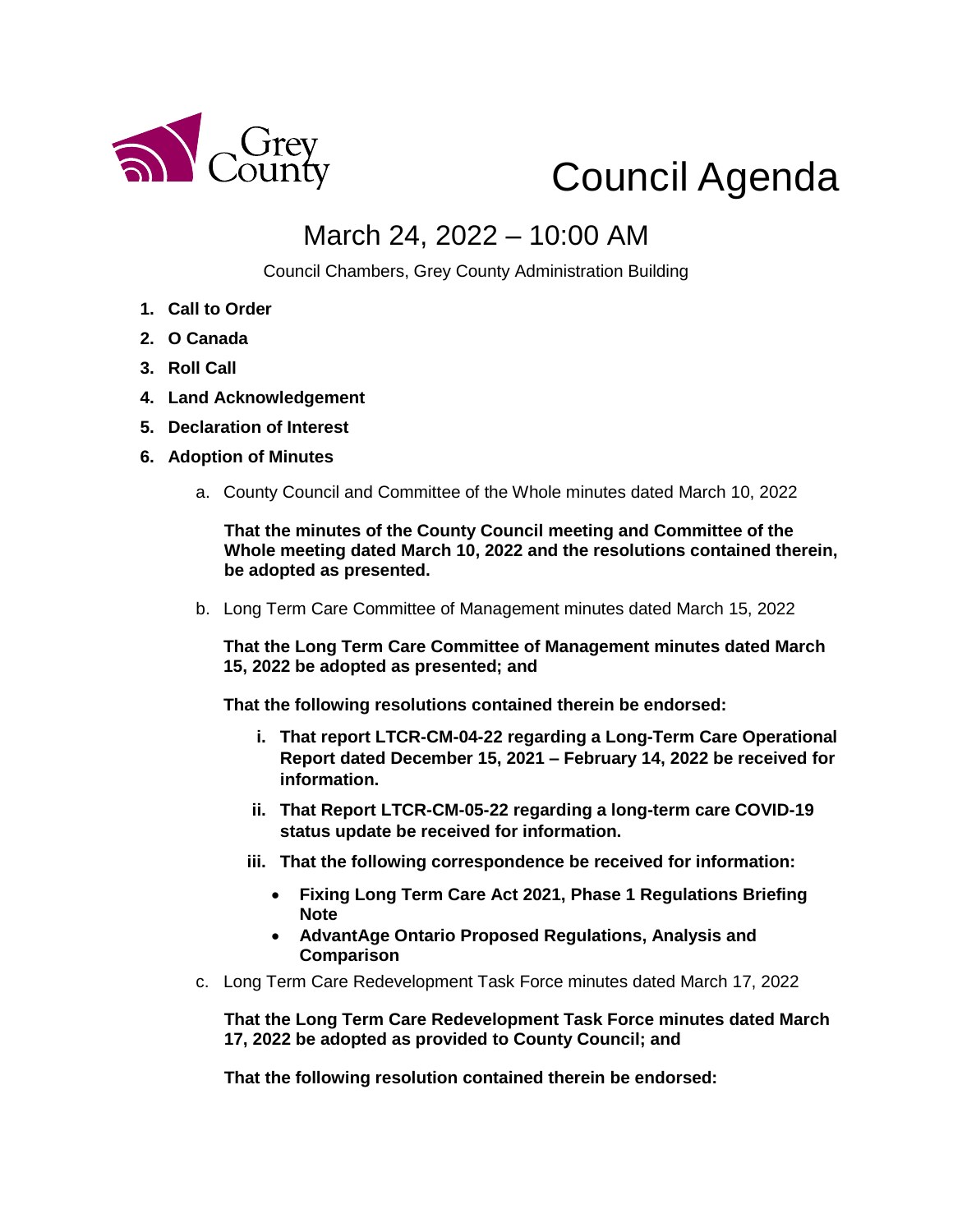Grey County

# Council Agenda

## March 24, 2022 – 10:00 AM

Council Chambers, Grey County Administration Building

1. **Call to Order**
2. **O Canada**
3. **Roll Call**
4. **Land Acknowledgement**
5. **Declaration of Interest**
6. **Adoption of Minutes**

   a. County Council and Committee of the Whole minutes dated March 10, 2022

   **That the minutes of the County Council meeting and Committee of the Whole meeting dated March 10, 2022 and the resolutions contained therein, be adopted as presented.**

   b. Long Term Care Committee of Management minutes dated March 15, 2022

   **That the Long Term Care Committee of Management minutes dated March 15, 2022 be adopted as presented; and**

   **That the following resolutions contained therein be endorsed:**

   i. **That report LTCR-CM-04-22 regarding a Long-Term Care Operational Report dated December 15, 2021 – February 14, 2022 be received for information.**

   ii. **That Report LTCR-CM-05-22 regarding a long-term care COVID-19 status update be received for information.**

   iii. **That the following correspondence be received for information:**

   - **Fixing Long Term Care Act 2021, Phase 1 Regulations Briefing Note**
   - **AdvantAge Ontario Proposed Regulations, Analysis and Comparison**

   c. Long Term Care Redevelopment Task Force minutes dated March 17, 2022

   **That the Long Term Care Redevelopment Task Force minutes dated March 17, 2022 be adopted as provided to County Council; and**

   **That the following resolution contained therein be endorsed:**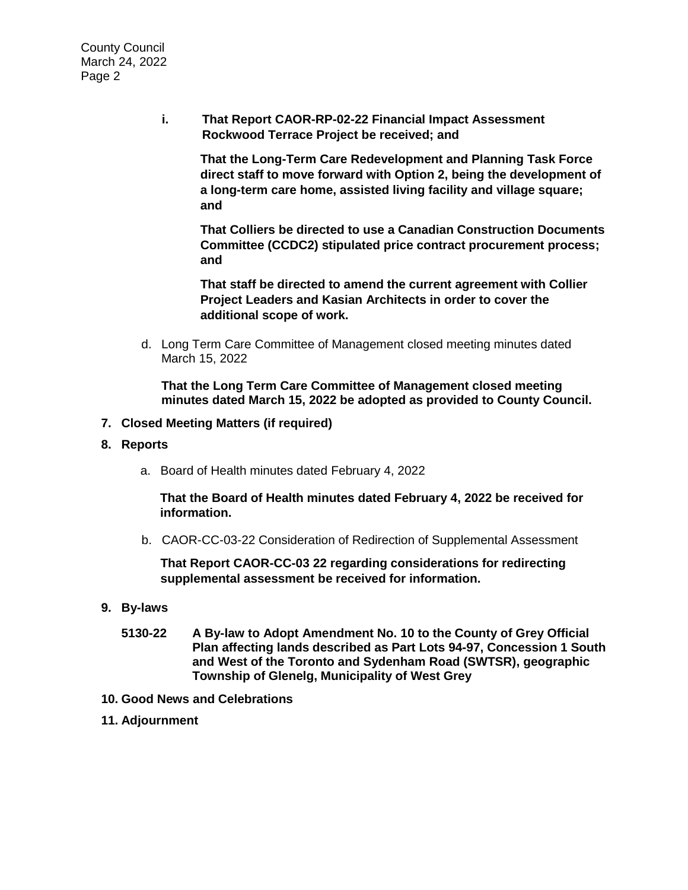**i. That Report CAOR-RP-02-22 Financial Impact Assessment Rockwood Terrace Project be received; and**

**That the Long-Term Care Redevelopment and Planning Task Force direct staff to move forward with Option 2, being the development of a long-term care home, assisted living facility and village square; and**

**That Colliers be directed to use a Canadian Construction Documents Committee (CCDC2) stipulated price contract procurement process; and**

**That staff be directed to amend the current agreement with Collier Project Leaders and Kasian Architects in order to cover the additional scope of work.**

d. Long Term Care Committee of Management closed meeting minutes dated March 15, 2022

**That the Long Term Care Committee of Management closed meeting minutes dated March 15, 2022 be adopted as provided to County Council.**

**7. Closed Meeting Matters (if required)**

**8. Reports**

a. Board of Health minutes dated February 4, 2022

**That the Board of Health minutes dated February 4, 2022 be received for information.**

b. CAOR-CC-03-22 Consideration of Redirection of Supplemental Assessment

**That Report CAOR-CC-03 22 regarding considerations for redirecting supplemental assessment be received for information.**

**9. By-laws**

**5130-22 A By-law to Adopt Amendment No. 10 to the County of Grey Official Plan affecting lands described as Part Lots 94-97, Concession 1 South and West of the Toronto and Sydenham Road (SWTSR), geographic Township of Glenelg, Municipality of West Grey**

**10. Good News and Celebrations**

**11. Adjournment**